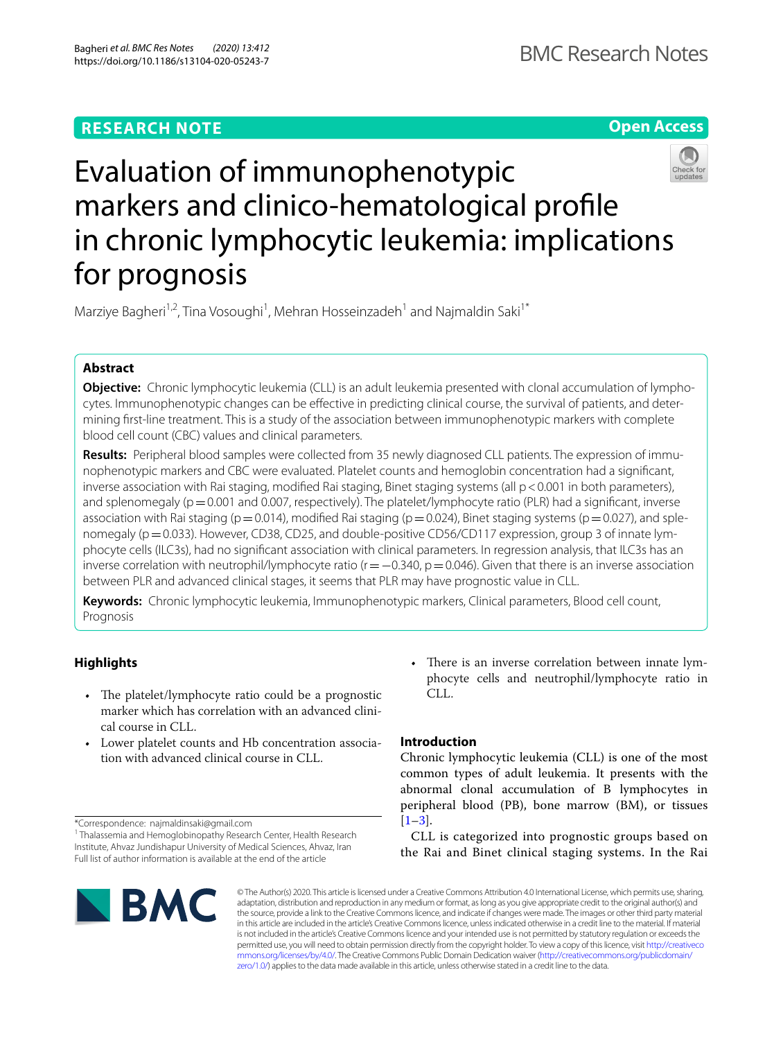RESEARCH NOTE

Open Access

# Evaluation of immunophenotypic markers and clinico-hematological profile in chronic lymphocytic leukemia: implications for prognosis

Marziye Bagheri[1,2], Tina Vosoughi[1], Mehran Hosseinzadeh[1] and Najmaldin Saki[1*]

## Abstract

**Objective:** Chronic lymphocytic leukemia (CLL) is an adult leukemia presented with clonal accumulation of lymphocytes. Immunophenotypic changes can be effective in predicting clinical course, the survival of patients, and determining first-line treatment. This is a study of the association between immunophenotypic markers with complete blood cell count (CBC) values and clinical parameters.

**Results:** Peripheral blood samples were collected from 35 newly diagnosed CLL patients. The expression of immunophenotypic markers and CBC were evaluated. Platelet counts and hemoglobin concentration had a significant, inverse association with Rai staging, modified Rai staging, Binet staging systems (all $p < 0.001$ in both parameters), and splenomegaly ($p = 0.001$ and 0.007, respectively). The platelet/lymphocyte ratio (PLR) had a significant, inverse association with Rai staging ($p = 0.014$), modified Rai staging ($p = 0.024$), Binet staging systems ($p = 0.027$), and splenomegaly ($p = 0.033$). However, CD38, CD25, and double-positive CD56/CD117 expression, group 3 of innate lymphocyte cells (ILC3s), had no significant association with clinical parameters. In regression analysis, that ILC3s has an inverse correlation with neutrophil/lymphocyte ratio ($r = -0.340$, $p = 0.046$). Given that there is an inverse association between PLR and advanced clinical stages, it seems that PLR may have prognostic value in CLL.

**Keywords:** Chronic lymphocytic leukemia, Immunophenotypic markers, Clinical parameters, Blood cell count, Prognosis

## Highlights

- The platelet/lymphocyte ratio could be a prognostic marker which has correlation with an advanced clinical course in CLL.
- Lower platelet counts and Hb concentration association with advanced clinical course in CLL.
- There is an inverse correlation between innate lymphocyte cells and neutrophil/lymphocyte ratio in CLL.

## Introduction

Chronic lymphocytic leukemia (CLL) is one of the most common types of adult leukemia. It presents with the abnormal clonal accumulation of B lymphocytes in peripheral blood (PB), bone marrow (BM), or tissues [1–3].

CLL is categorized into prognostic groups based on the Rai and Binet clinical staging systems. In the Rai

*Correspondence: najmaldinsaki@gmail.com
[1] Thalassemia and Hemoglobinopathy Research Center, Health Research Institute, Ahvaz Jundishapur University of Medical Sciences, Ahvaz, Iran
Full list of author information is available at the end of the article

© The Author(s) 2020. This article is licensed under a Creative Commons Attribution 4.0 International License, which permits use, sharing, adaptation, distribution and reproduction in any medium or format, as long as you give appropriate credit to the original author(s) and the source, provide a link to the Creative Commons licence, and indicate if changes were made. The images or other third party material in this article are included in the article's Creative Commons licence, unless indicated otherwise in a credit line to the material. If material is not included in the article's Creative Commons licence and your intended use is not permitted by statutory regulation or exceeds the permitted use, you will need to obtain permission directly from the copyright holder. To view a copy of this licence, visit http://creativecommons.org/licenses/by/4.0/. The Creative Commons Public Domain Dedication waiver (http://creativecommons.org/publicdomain/zero/1.0/) applies to the data made available in this article, unless otherwise stated in a credit line to the data.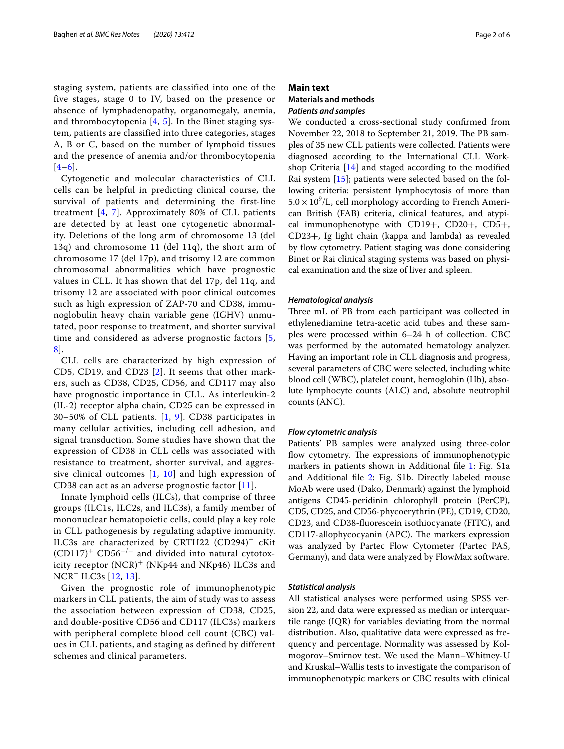staging system, patients are classified into one of the five stages, stage 0 to IV, based on the presence or absence of lymphadenopathy, organomegaly, anemia, and thrombocytopenia [4, 5]. In the Binet staging system, patients are classified into three categories, stages A, B or C, based on the number of lymphoid tissues and the presence of anemia and/or thrombocytopenia [4–6].

Cytogenetic and molecular characteristics of CLL cells can be helpful in predicting clinical course, the survival of patients and determining the first-line treatment [4, 7]. Approximately 80% of CLL patients are detected by at least one cytogenetic abnormality. Deletions of the long arm of chromosome 13 (del 13q) and chromosome 11 (del 11q), the short arm of chromosome 17 (del 17p), and trisomy 12 are common chromosomal abnormalities which have prognostic values in CLL. It has shown that del 17p, del 11q, and trisomy 12 are associated with poor clinical outcomes such as high expression of ZAP-70 and CD38, immunoglobulin heavy chain variable gene (IGHV) unmutated, poor response to treatment, and shorter survival time and considered as adverse prognostic factors [5, 8].

CLL cells are characterized by high expression of CD5, CD19, and CD23 [2]. It seems that other markers, such as CD38, CD25, CD56, and CD117 may also have prognostic importance in CLL. As interleukin-2 (IL-2) receptor alpha chain, CD25 can be expressed in 30–50% of CLL patients. [1, 9]. CD38 participates in many cellular activities, including cell adhesion, and signal transduction. Some studies have shown that the expression of CD38 in CLL cells was associated with resistance to treatment, shorter survival, and aggressive clinical outcomes [1, 10] and high expression of CD38 can act as an adverse prognostic factor [11].

Innate lymphoid cells (ILCs), that comprise of three groups (ILC1s, ILC2s, and ILC3s), a family member of mononuclear hematopoietic cells, could play a key role in CLL pathogenesis by regulating adaptive immunity. ILC3s are characterized by CRTH22 $(CD294)^{-}$ cKit $(CD117)^{+}$ $CD56^{+/-}$ and divided into natural cytotoxicity receptor $(NCR)^{+}$ (NKp44 and NKp46) ILC3s and $NCR^{-}$ ILC3s [12, 13].

Given the prognostic role of immunophenotypic markers in CLL patients, the aim of study was to assess the association between expression of CD38, CD25, and double-positive CD56 and CD117 (ILC3s) markers with peripheral complete blood cell count (CBC) values in CLL patients, and staging as defined by different schemes and clinical parameters.

## Main text

### Materials and methods

#### *Patients and samples*

We conducted a cross-sectional study confirmed from November 22, 2018 to September 21, 2019. The PB samples of 35 new CLL patients were collected. Patients were diagnosed according to the International CLL Workshop Criteria [14] and staged according to the modified Rai system [15]; patients were selected based on the following criteria: persistent lymphocytosis of more than $5.0 \times 10^{9}$/L, cell morphology according to French American British (FAB) criteria, clinical features, and atypical immunophenotype with CD19+, CD20+, CD5+, CD23+, Ig light chain (kappa and lambda) as revealed by flow cytometry. Patient staging was done considering Binet or Rai clinical staging systems was based on physical examination and the size of liver and spleen.

#### *Hematological analysis*

Three mL of PB from each participant was collected in ethylenediamine tetra-acetic acid tubes and these samples were processed within 6–24 h of collection. CBC was performed by the automated hematology analyzer. Having an important role in CLL diagnosis and progress, several parameters of CBC were selected, including white blood cell (WBC), platelet count, hemoglobin (Hb), absolute lymphocyte counts (ALC) and, absolute neutrophil counts (ANC).

#### *Flow cytometric analysis*

Patients' PB samples were analyzed using three-color flow cytometry. The expressions of immunophenotypic markers in patients shown in Additional file 1: Fig. S1a and Additional file 2: Fig. S1b. Directly labeled mouse MoAb were used (Dako, Denmark) against the lymphoid antigens CD45-peridinin chlorophyll protein (PerCP), CD5, CD25, and CD56-phycoerythrin (PE), CD19, CD20, CD23, and CD38-fluorescein isothiocyanate (FITC), and CD117-allophycocyanin (APC). The markers expression was analyzed by Partec Flow Cytometer (Partec PAS, Germany), and data were analyzed by FlowMax software.

#### *Statistical analysis*

All statistical analyses were performed using SPSS version 22, and data were expressed as median or interquartile range (IQR) for variables deviating from the normal distribution. Also, qualitative data were expressed as frequency and percentage. Normality was assessed by Kolmogorov–Smirnov test. We used the Mann–Whitney-U and Kruskal–Wallis tests to investigate the comparison of immunophenotypic markers or CBC results with clinical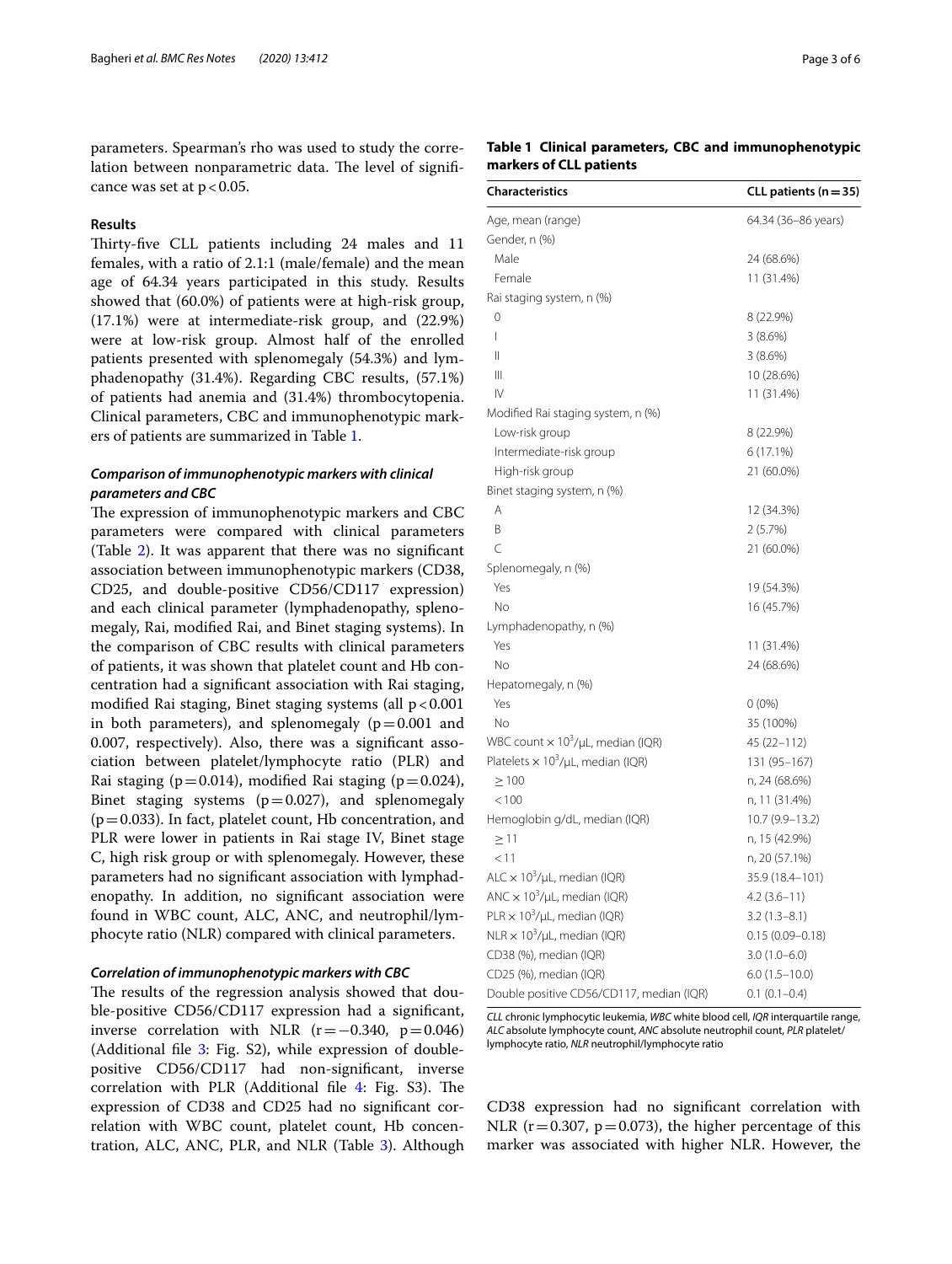parameters. Spearman's rho was used to study the correlation between nonparametric data. The level of significance was set at $p < 0.05$.

## Results

Thirty-five CLL patients including 24 males and 11 females, with a ratio of 2.1:1 (male/female) and the mean age of 64.34 years participated in this study. Results showed that (60.0%) of patients were at high-risk group, (17.1%) were at intermediate-risk group, and (22.9%) were at low-risk group. Almost half of the enrolled patients presented with splenomegaly (54.3%) and lymphadenopathy (31.4%). Regarding CBC results, (57.1%) of patients had anemia and (31.4%) thrombocytopenia. Clinical parameters, CBC and immunophenotypic markers of patients are summarized in Table 1.

### Comparison of immunophenotypic markers with clinical parameters and CBC

The expression of immunophenotypic markers and CBC parameters were compared with clinical parameters (Table 2). It was apparent that there was no significant association between immunophenotypic markers (CD38, CD25, and double-positive CD56/CD117 expression) and each clinical parameter (lymphadenopathy, splenomegaly, Rai, modified Rai, and Binet staging systems). In the comparison of CBC results with clinical parameters of patients, it was shown that platelet count and Hb concentration had a significant association with Rai staging, modified Rai staging, Binet staging systems (all $p < 0.001$ in both parameters), and splenomegaly ($p = 0.001$ and 0.007, respectively). Also, there was a significant association between platelet/lymphocyte ratio (PLR) and Rai staging ($p = 0.014$), modified Rai staging ($p = 0.024$), Binet staging systems ($p = 0.027$), and splenomegaly ($p = 0.033$). In fact, platelet count, Hb concentration, and PLR were lower in patients in Rai stage IV, Binet stage C, high risk group or with splenomegaly. However, these parameters had no significant association with lymphadenopathy. In addition, no significant association were found in WBC count, ALC, ANC, and neutrophil/lymphocyte ratio (NLR) compared with clinical parameters.

### Correlation of immunophenotypic markers with CBC

The results of the regression analysis showed that double-positive CD56/CD117 expression had a significant, inverse correlation with NLR ($r = -0.340$, $p = 0.046$) (Additional file 3: Fig. S2), while expression of double-positive CD56/CD117 had non-significant, inverse correlation with PLR (Additional file 4: Fig. S3). The expression of CD38 and CD25 had no significant correlation with WBC count, platelet count, Hb concentration, ALC, ANC, PLR, and NLR (Table 3). Although CD38 expression had no significant correlation with NLR ($r = 0.307$, $p = 0.073$), the higher percentage of this marker was associated with higher NLR. However, the

**Table 1 Clinical parameters, CBC and immunophenotypic markers of CLL patients**

| Characteristics | CLL patients (n = 35) |
|---|---|
| Age, mean (range) | 64.34 (36–86 years) |
| Gender, n (%) | |
| Male | 24 (68.6%) |
| Female | 11 (31.4%) |
| Rai staging system, n (%) | |
| 0 | 8 (22.9%) |
| I | 3 (8.6%) |
| II | 3 (8.6%) |
| III | 10 (28.6%) |
| IV | 11 (31.4%) |
| Modified Rai staging system, n (%) | |
| Low-risk group | 8 (22.9%) |
| Intermediate-risk group | 6 (17.1%) |
| High-risk group | 21 (60.0%) |
| Binet staging system, n (%) | |
| A | 12 (34.3%) |
| B | 2 (5.7%) |
| C | 21 (60.0%) |
| Splenomegaly, n (%) | |
| Yes | 19 (54.3%) |
| No | 16 (45.7%) |
| Lymphadenopathy, n (%) | |
| Yes | 11 (31.4%) |
| No | 24 (68.6%) |
| Hepatomegaly, n (%) | |
| Yes | 0 (0%) |
| No | 35 (100%) |
| WBC count × $10^3$/μL, median (IQR) | 45 (22–112) |
| Platelets × $10^3$/μL, median (IQR) | 131 (95–167) |
| ≥ 100 | n, 24 (68.6%) |
| < 100 | n, 11 (31.4%) |
| Hemoglobin g/dL, median (IQR) | 10.7 (9.9–13.2) |
| ≥ 11 | n, 15 (42.9%) |
| < 11 | n, 20 (57.1%) |
| ALC × $10^3$/μL, median (IQR) | 35.9 (18.4–101) |
| ANC × $10^3$/μL, median (IQR) | 4.2 (3.6–11) |
| PLR × $10^3$/μL, median (IQR) | 3.2 (1.3–8.1) |
| NLR × $10^3$/μL, median (IQR) | 0.15 (0.09–0.18) |
| CD38 (%), median (IQR) | 3.0 (1.0–6.0) |
| CD25 (%), median (IQR) | 6.0 (1.5–10.0) |
| Double positive CD56/CD117, median (IQR) | 0.1 (0.1–0.4) |

*CLL* chronic lymphocytic leukemia, *WBC* white blood cell, *IQR* interquartile range, *ALC* absolute lymphocyte count, *ANC* absolute neutrophil count, *PLR* platelet/lymphocyte ratio, *NLR* neutrophil/lymphocyte ratio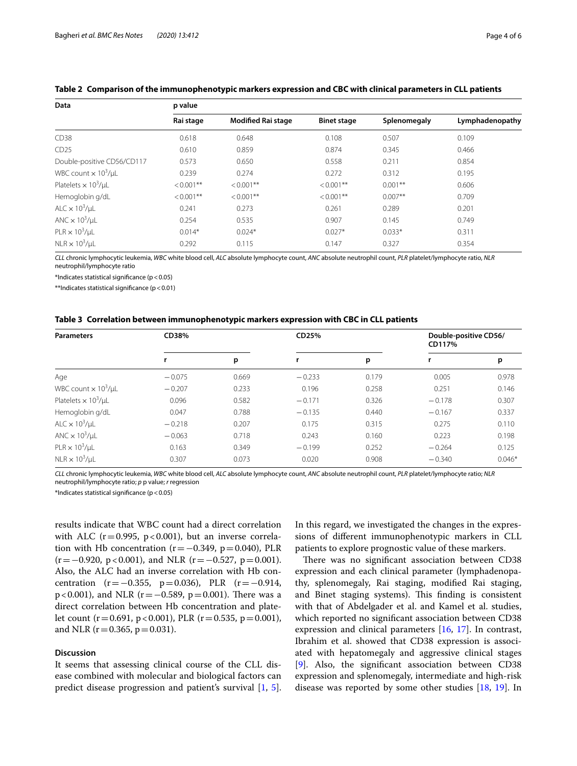**Table 2 Comparison of the immunophenotypic markers expression and CBC with clinical parameters in CLL patients**

| Data | p value | | | | |
|---|---|---|---|---|---|
| | Rai stage | Modified Rai stage | Binet stage | Splenomegaly | Lymphadenopathy |
| CD38 | 0.618 | 0.648 | 0.108 | 0.507 | 0.109 |
| CD25 | 0.610 | 0.859 | 0.874 | 0.345 | 0.466 |
| Double-positive CD56/CD117 | 0.573 | 0.650 | 0.558 | 0.211 | 0.854 |
| WBC count × $10^3$/μL | 0.239 | 0.274 | 0.272 | 0.312 | 0.195 |
| Platelets × $10^3$/μL | < 0.001** | < 0.001** | < 0.001** | 0.001** | 0.606 |
| Hemoglobin g/dL | < 0.001** | < 0.001** | < 0.001** | 0.007** | 0.709 |
| ALC × $10^3$/μL | 0.241 | 0.273 | 0.261 | 0.289 | 0.201 |
| ANC × $10^3$/μL | 0.254 | 0.535 | 0.907 | 0.145 | 0.749 |
| PLR × $10^3$/μL | 0.014* | 0.024* | 0.027* | 0.033* | 0.311 |
| NLR × $10^3$/μL | 0.292 | 0.115 | 0.147 | 0.327 | 0.354 |

*CLL* chronic lymphocytic leukemia, *WBC* white blood cell, *ALC* absolute lymphocyte count, *ANC* absolute neutrophil count, *PLR* platelet/lymphocyte ratio, *NLR* neutrophil/lymphocyte ratio

*Indicates statistical significance ($p < 0.05$)

**Indicates statistical significance ($p < 0.01$)

**Table 3 Correlation between immunophenotypic markers expression with CBC in CLL patients**

| Parameters | CD38% | | CD25% | | Double-positive CD56/CD117% | |
|---|---|---|---|---|---|---|
| | r | p | r | p | r | p |
| Age | − 0.075 | 0.669 | − 0.233 | 0.179 | 0.005 | 0.978 |
| WBC count × $10^3$/μL | − 0.207 | 0.233 | 0.196 | 0.258 | 0.251 | 0.146 |
| Platelets × $10^3$/μL | 0.096 | 0.582 | − 0.171 | 0.326 | − 0.178 | 0.307 |
| Hemoglobin g/dL | 0.047 | 0.788 | − 0.135 | 0.440 | − 0.167 | 0.337 |
| ALC × $10^3$/μL | − 0.218 | 0.207 | 0.175 | 0.315 | 0.275 | 0.110 |
| ANC × $10^3$/μL | − 0.063 | 0.718 | 0.243 | 0.160 | 0.223 | 0.198 |
| PLR × $10^3$/μL | 0.163 | 0.349 | − 0.199 | 0.252 | − 0.264 | 0.125 |
| NLR × $10^3$/μL | 0.307 | 0.073 | 0.020 | 0.908 | − 0.340 | 0.046* |

*CLL* chronic lymphocytic leukemia, *WBC* white blood cell, *ALC* absolute lymphocyte count, *ANC* absolute neutrophil count, *PLR* platelet/lymphocyte ratio; *NLR* neutrophil/lymphocyte ratio; *p* p value; *r* regression

*Indicates statistical significance ($p < 0.05$)

results indicate that WBC count had a direct correlation with ALC ($r = 0.995$, $p < 0.001$), but an inverse correlation with Hb concentration ($r = -0.349$, $p = 0.040$), PLR ($r = -0.920$, $p < 0.001$), and NLR ($r = -0.527$, $p = 0.001$). Also, the ALC had an inverse correlation with Hb concentration ($r = -0.355$, $p = 0.036$), PLR ($r = -0.914$, $p < 0.001$), and NLR ($r = -0.589$, $p = 0.001$). There was a direct correlation between Hb concentration and platelet count ($r = 0.691$, $p < 0.001$), PLR ($r = 0.535$, $p = 0.001$), and NLR ($r = 0.365$, $p = 0.031$).

## Discussion

It seems that assessing clinical course of the CLL disease combined with molecular and biological factors can predict disease progression and patient's survival [1, 5]. In this regard, we investigated the changes in the expressions of different immunophenotypic markers in CLL patients to explore prognostic value of these markers.

There was no significant association between CD38 expression and each clinical parameter (lymphadenopathy, splenomegaly, Rai staging, modified Rai staging, and Binet staging systems). This finding is consistent with that of Abdelgader et al. and Kamel et al. studies, which reported no significant association between CD38 expression and clinical parameters [16, 17]. In contrast, Ibrahim et al. showed that CD38 expression is associated with hepatomegaly and aggressive clinical stages [9]. Also, the significant association between CD38 expression and splenomegaly, intermediate and high-risk disease was reported by some other studies [18, 19]. In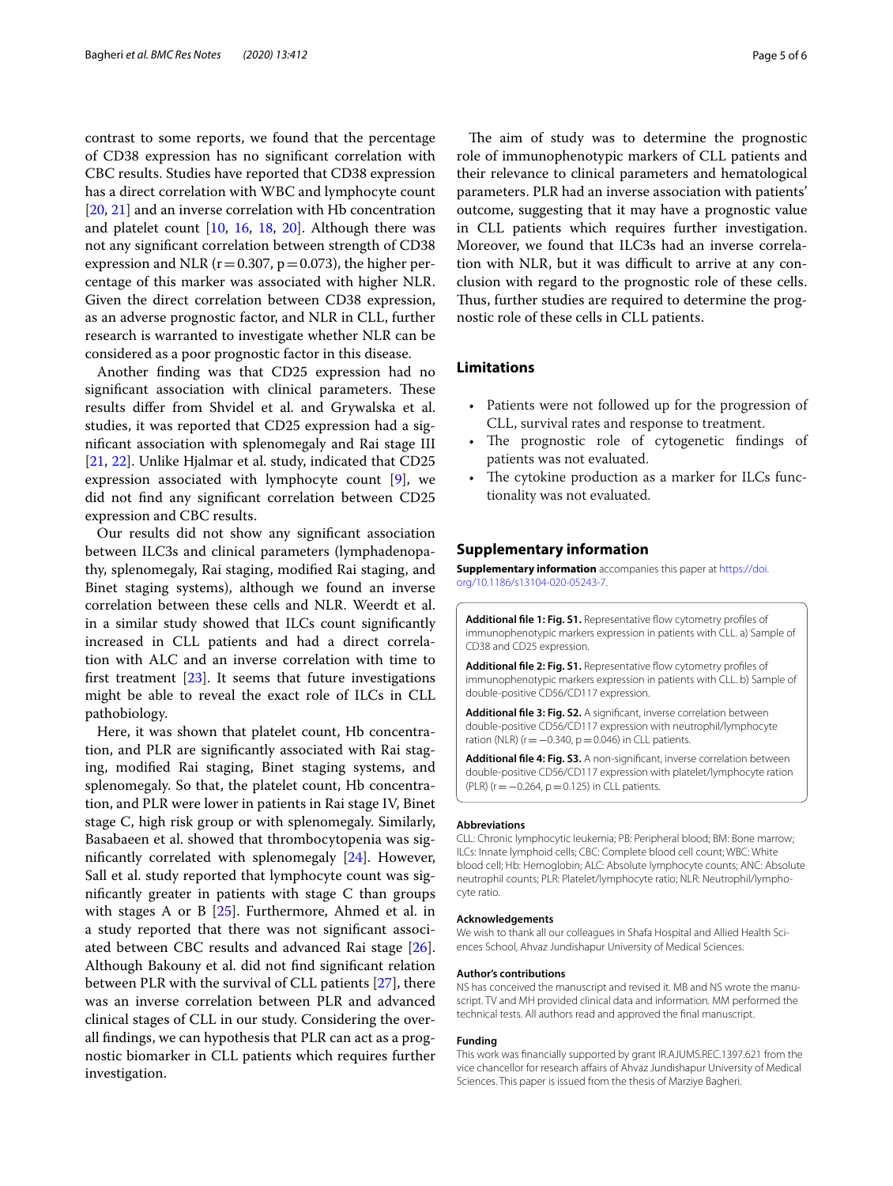contrast to some reports, we found that the percentage of CD38 expression has no significant correlation with CBC results. Studies have reported that CD38 expression has a direct correlation with WBC and lymphocyte count [20, 21] and an inverse correlation with Hb concentration and platelet count [10, 16, 18, 20]. Although there was not any significant correlation between strength of CD38 expression and NLR ($r=0.307$, $p=0.073$), the higher percentage of this marker was associated with higher NLR. Given the direct correlation between CD38 expression, as an adverse prognostic factor, and NLR in CLL, further research is warranted to investigate whether NLR can be considered as a poor prognostic factor in this disease.

Another finding was that CD25 expression had no significant association with clinical parameters. These results differ from Shvidel et al. and Grywalska et al. studies, it was reported that CD25 expression had a significant association with splenomegaly and Rai stage III [21, 22]. Unlike Hjalmar et al. study, indicated that CD25 expression associated with lymphocyte count [9], we did not find any significant correlation between CD25 expression and CBC results.

Our results did not show any significant association between ILC3s and clinical parameters (lymphadenopathy, splenomegaly, Rai staging, modified Rai staging, and Binet staging systems), although we found an inverse correlation between these cells and NLR. Weerdt et al. in a similar study showed that ILCs count significantly increased in CLL patients and had a direct correlation with ALC and an inverse correlation with time to first treatment [23]. It seems that future investigations might be able to reveal the exact role of ILCs in CLL pathobiology.

Here, it was shown that platelet count, Hb concentration, and PLR are significantly associated with Rai staging, modified Rai staging, Binet staging systems, and splenomegaly. So that, the platelet count, Hb concentration, and PLR were lower in patients in Rai stage IV, Binet stage C, high risk group or with splenomegaly. Similarly, Basabaeen et al. showed that thrombocytopenia was significantly correlated with splenomegaly [24]. However, Sall et al. study reported that lymphocyte count was significantly greater in patients with stage C than groups with stages A or B [25]. Furthermore, Ahmed et al. in a study reported that there was not significant associated between CBC results and advanced Rai stage [26]. Although Bakouny et al. did not find significant relation between PLR with the survival of CLL patients [27], there was an inverse correlation between PLR and advanced clinical stages of CLL in our study. Considering the overall findings, we can hypothesis that PLR can act as a prognostic biomarker in CLL patients which requires further investigation.

The aim of study was to determine the prognostic role of immunophenotypic markers of CLL patients and their relevance to clinical parameters and hematological parameters. PLR had an inverse association with patients' outcome, suggesting that it may have a prognostic value in CLL patients which requires further investigation. Moreover, we found that ILC3s had an inverse correlation with NLR, but it was difficult to arrive at any conclusion with regard to the prognostic role of these cells. Thus, further studies are required to determine the prognostic role of these cells in CLL patients.

## Limitations

- Patients were not followed up for the progression of CLL, survival rates and response to treatment.
- The prognostic role of cytogenetic findings of patients was not evaluated.
- The cytokine production as a marker for ILCs functionality was not evaluated.

## Supplementary information

**Supplementary information** accompanies this paper at https://doi.org/10.1186/s13104-020-05243-7.

**Additional file 1: Fig. S1.** Representative flow cytometry profiles of immunophenotypic markers expression in patients with CLL. a) Sample of CD38 and CD25 expression.

**Additional file 2: Fig. S1.** Representative flow cytometry profiles of immunophenotypic markers expression in patients with CLL. b) Sample of double-positive CD56/CD117 expression.

**Additional file 3: Fig. S2.** A significant, inverse correlation between double-positive CD56/CD117 expression with neutrophil/lymphocyte ration (NLR) ($r=-0.340$, $p=0.046$) in CLL patients.

**Additional file 4: Fig. S3.** A non-significant, inverse correlation between double-positive CD56/CD117 expression with platelet/lymphocyte ration (PLR) ($r=-0.264$, $p=0.125$) in CLL patients.

### Abbreviations

CLL: Chronic lymphocytic leukemia; PB: Peripheral blood; BM: Bone marrow; ILCs: Innate lymphoid cells; CBC: Complete blood cell count; WBC: White blood cell; Hb: Hemoglobin; ALC: Absolute lymphocyte counts; ANC: Absolute neutrophil counts; PLR: Platelet/lymphocyte ratio; NLR: Neutrophil/lymphocyte ratio.

### Acknowledgements

We wish to thank all our colleagues in Shafa Hospital and Allied Health Sciences School, Ahvaz Jundishapur University of Medical Sciences.

### Author's contributions

NS has conceived the manuscript and revised it. MB and NS wrote the manuscript. TV and MH provided clinical data and information. MM performed the technical tests. All authors read and approved the final manuscript.

### Funding

This work was financially supported by grant IR.AJUMS.REC.1397.621 from the vice chancellor for research affairs of Ahvaz Jundishapur University of Medical Sciences. This paper is issued from the thesis of Marziye Bagheri.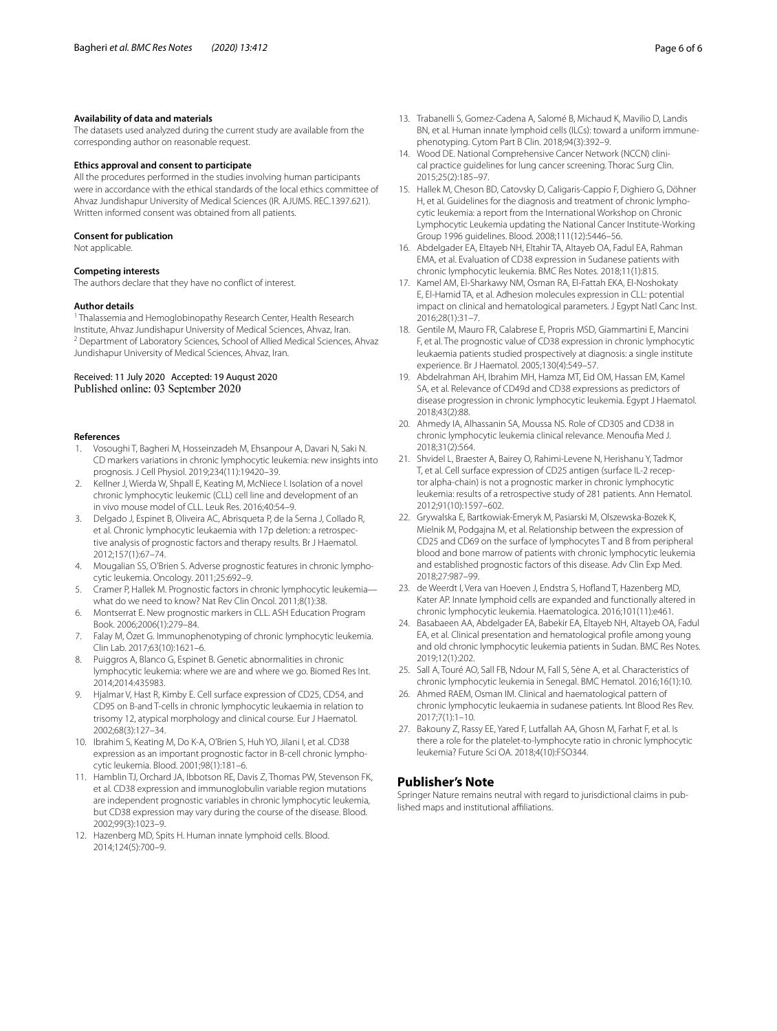#### Availability of data and materials

The datasets used analyzed during the current study are available from the corresponding author on reasonable request.

#### Ethics approval and consent to participate

All the procedures performed in the studies involving human participants were in accordance with the ethical standards of the local ethics committee of Ahvaz Jundishapur University of Medical Sciences (IR. AJUMS. REC.1397.621). Written informed consent was obtained from all patients.

#### Consent for publication

Not applicable.

#### Competing interests

The authors declare that they have no conflict of interest.

#### Author details

[1] Thalassemia and Hemoglobinopathy Research Center, Health Research Institute, Ahvaz Jundishapur University of Medical Sciences, Ahvaz, Iran. [2] Department of Laboratory Sciences, School of Allied Medical Sciences, Ahvaz Jundishapur University of Medical Sciences, Ahvaz, Iran.

Received: 11 July 2020 Accepted: 19 August 2020
Published online: 03 September 2020

#### References

1. Vosoughi T, Bagheri M, Hosseinzadeh M, Ehsanpour A, Davari N, Saki N. CD markers variations in chronic lymphocytic leukemia: new insights into prognosis. J Cell Physiol. 2019;234(11):19420–39.
2. Kellner J, Wierda W, Shpall E, Keating M, McNiece I. Isolation of a novel chronic lymphocytic leukemic (CLL) cell line and development of an in vivo mouse model of CLL. Leuk Res. 2016;40:54–9.
3. Delgado J, Espinet B, Oliveira AC, Abrisqueta P, de la Serna J, Collado R, et al. Chronic lymphocytic leukaemia with 17p deletion: a retrospective analysis of prognostic factors and therapy results. Br J Haematol. 2012;157(1):67–74.
4. Mougalian SS, O'Brien S. Adverse prognostic features in chronic lymphocytic leukemia. Oncology. 2011;25:692–9.
5. Cramer P, Hallek M. Prognostic factors in chronic lymphocytic leukemia—what do we need to know? Nat Rev Clin Oncol. 2011;8(1):38.
6. Montserrat E. New prognostic markers in CLL. ASH Education Program Book. 2006;2006(1):279–84.
7. Falay M, Özet G. Immunophenotyping of chronic lymphocytic leukemia. Clin Lab. 2017;63(10):1621–6.
8. Puiggros A, Blanco G, Espinet B. Genetic abnormalities in chronic lymphocytic leukemia: where we are and where we go. Biomed Res Int. 2014;2014:435983.
9. Hjalmar V, Hast R, Kimby E. Cell surface expression of CD25, CD54, and CD95 on B-and T-cells in chronic lymphocytic leukaemia in relation to trisomy 12, atypical morphology and clinical course. Eur J Haematol. 2002;68(3):127–34.
10. Ibrahim S, Keating M, Do K-A, O'Brien S, Huh YO, Jilani I, et al. CD38 expression as an important prognostic factor in B-cell chronic lymphocytic leukemia. Blood. 2001;98(1):181–6.
11. Hamblin TJ, Orchard JA, Ibbotson RE, Davis Z, Thomas PW, Stevenson FK, et al. CD38 expression and immunoglobulin variable region mutations are independent prognostic variables in chronic lymphocytic leukemia, but CD38 expression may vary during the course of the disease. Blood. 2002;99(3):1023–9.
12. Hazenberg MD, Spits H. Human innate lymphoid cells. Blood. 2014;124(5):700–9.
13. Trabanelli S, Gomez-Cadena A, Salomé B, Michaud K, Mavilio D, Landis BN, et al. Human innate lymphoid cells (ILCs): toward a uniform immune-phenotyping. Cytom Part B Clin. 2018;94(3):392–9.
14. Wood DE. National Comprehensive Cancer Network (NCCN) clinical practice guidelines for lung cancer screening. Thorac Surg Clin. 2015;25(2):185–97.
15. Hallek M, Cheson BD, Catovsky D, Caligaris-Cappio F, Dighiero G, Döhner H, et al. Guidelines for the diagnosis and treatment of chronic lymphocytic leukemia: a report from the International Workshop on Chronic Lymphocytic Leukemia updating the National Cancer Institute-Working Group 1996 guidelines. Blood. 2008;111(12):5446–56.
16. Abdelgader EA, Eltayeb NH, Eltahir TA, Altayeb OA, Fadul EA, Rahman EMA, et al. Evaluation of CD38 expression in Sudanese patients with chronic lymphocytic leukemia. BMC Res Notes. 2018;11(1):815.
17. Kamel AM, El-Sharkawy NM, Osman RA, El-Fattah EKA, El-Noshokaty E, El-Hamid TA, et al. Adhesion molecules expression in CLL: potential impact on clinical and hematological parameters. J Egypt Natl Canc Inst. 2016;28(1):31–7.
18. Gentile M, Mauro FR, Calabrese E, Propris MSD, Giammartini E, Mancini F, et al. The prognostic value of CD38 expression in chronic lymphocytic leukaemia patients studied prospectively at diagnosis: a single institute experience. Br J Haematol. 2005;130(4):549–57.
19. Abdelrahman AH, Ibrahim MH, Hamza MT, Eid OM, Hassan EM, Kamel SA, et al. Relevance of CD49d and CD38 expressions as predictors of disease progression in chronic lymphocytic leukemia. Egypt J Haematol. 2018;43(2):88.
20. Ahmedy IA, Alhassanin SA, Moussa NS. Role of CD305 and CD38 in chronic lymphocytic leukemia clinical relevance. Menoufia Med J. 2018;31(2):564.
21. Shvidel L, Braester A, Bairey O, Rahimi-Levene N, Herishanu Y, Tadmor T, et al. Cell surface expression of CD25 antigen (surface IL-2 receptor alpha-chain) is not a prognostic marker in chronic lymphocytic leukemia: results of a retrospective study of 281 patients. Ann Hematol. 2012;91(10):1597–602.
22. Grywalska E, Bartkowiak-Emeryk M, Pasiarski M, Olszewska-Bozek K, Mielnik M, Podgajna M, et al. Relationship between the expression of CD25 and CD69 on the surface of lymphocytes T and B from peripheral blood and bone marrow of patients with chronic lymphocytic leukemia and established prognostic factors of this disease. Adv Clin Exp Med. 2018;27:987–99.
23. de Weerdt I, Vera van Hoeven J, Endstra S, Hofland T, Hazenberg MD, Kater AP. Innate lymphoid cells are expanded and functionally altered in chronic lymphocytic leukemia. Haematologica. 2016;101(11):e461.
24. Basabaeen AA, Abdelgader EA, Babekir EA, Eltayeb NH, Altayeb OA, Fadul EA, et al. Clinical presentation and hematological profile among young and old chronic lymphocytic leukemia patients in Sudan. BMC Res Notes. 2019;12(1):202.
25. Sall A, Touré AO, Sall FB, Ndour M, Fall S, Sène A, et al. Characteristics of chronic lymphocytic leukemia in Senegal. BMC Hematol. 2016;16(1):10.
26. Ahmed RAEM, Osman IM. Clinical and haematological pattern of chronic lymphocytic leukaemia in sudanese patients. Int Blood Res Rev. 2017;7(1):1–10.
27. Bakouny Z, Rassy EE, Yared F, Lutfallah AA, Ghosn M, Farhat F, et al. Is there a role for the platelet-to-lymphocyte ratio in chronic lymphocytic leukemia? Future Sci OA. 2018;4(10):FSO344.

## Publisher's Note

Springer Nature remains neutral with regard to jurisdictional claims in published maps and institutional affiliations.